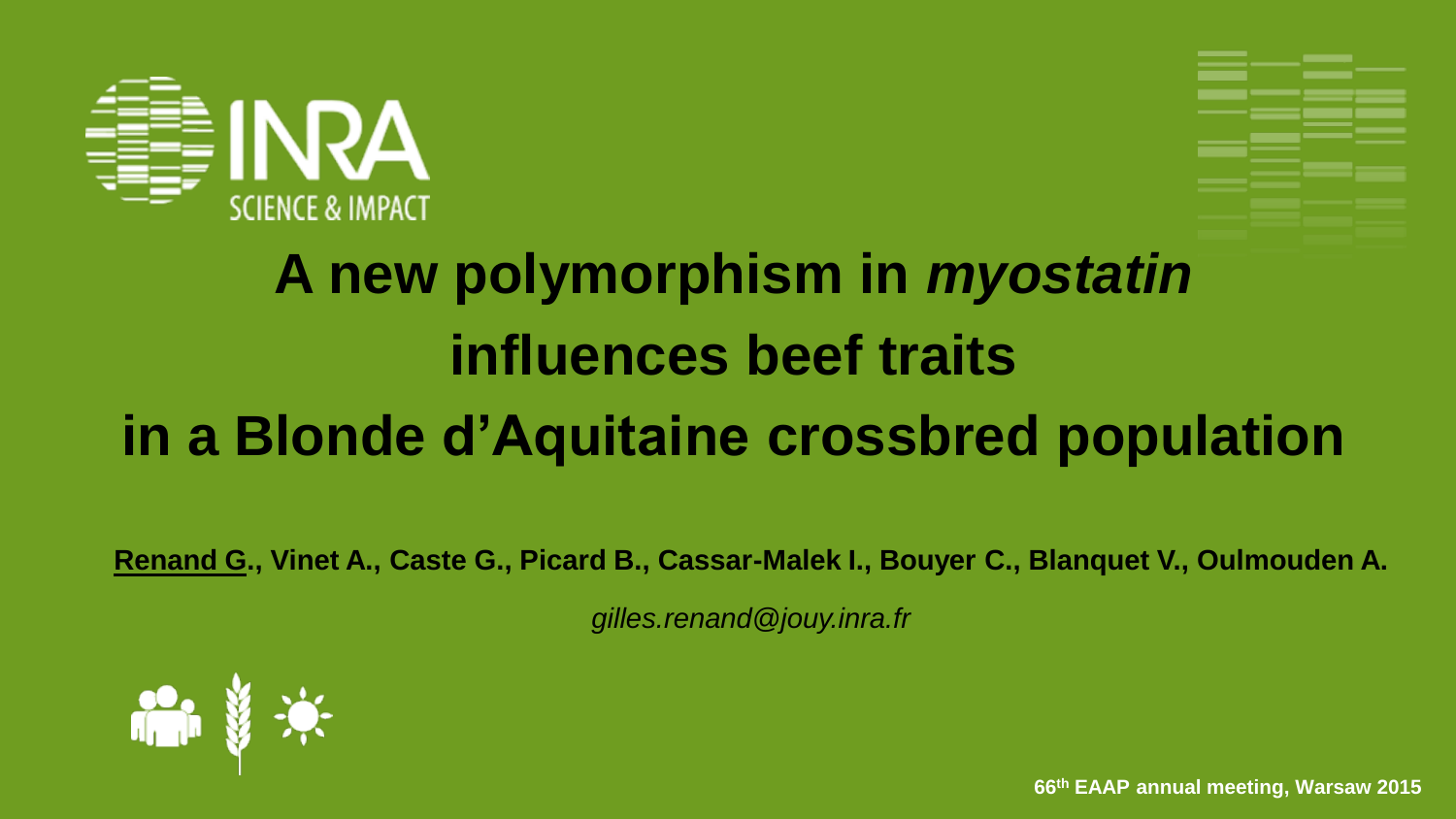# A new polymorphism in *myostatin* influences beef traits in a Blonde d'Aquitaine crossbred population

**Renand G., Vinet A., Caste G., Picard B., Cassar-Malek I., Bouyer C., Blanquet V., Oulmouden A.**

*gilles.renand@jouy.inra.fr*

**66th EAAP annual meeting, Warsaw 2015**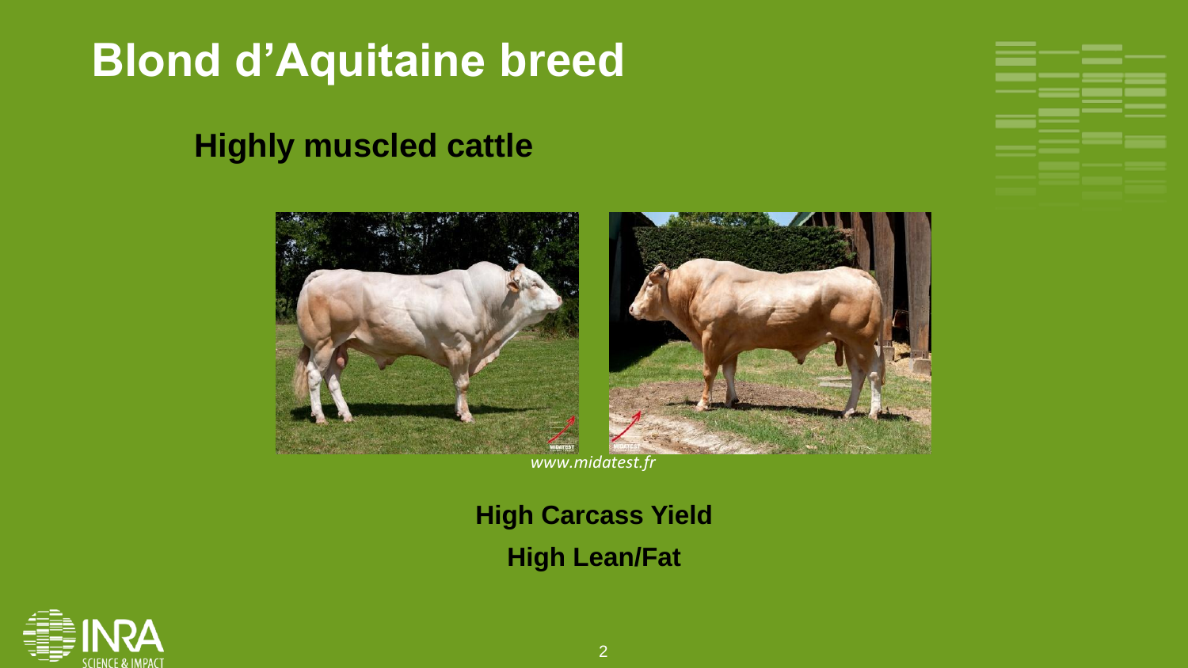# Blond d'Aquitaine breed

## Highly muscled cattle

*www.midatest.fr*

**High Carcass Yield**

**High Lean/Fat**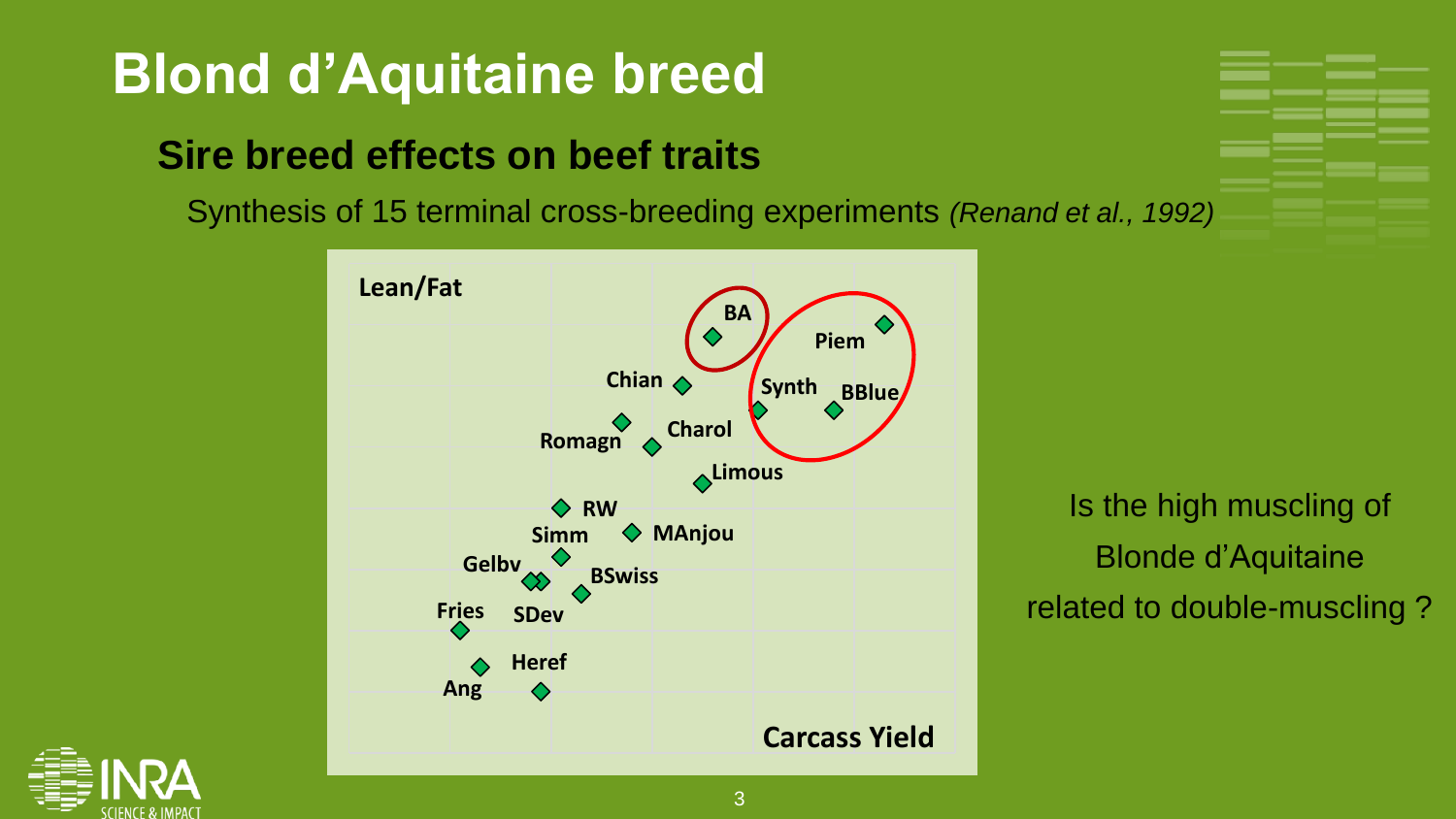# Blond d'Aquitaine breed

## Sire breed effects on beef traits

Synthesis of 15 terminal cross-breeding experiments *(Renand et al., 1992)*

Lean/Fat

BA

Piem

Chian

Synth

BBlue

Romagn

Charol

Limous

RW

Simm

MAnjou

Gelbv

BSwiss

Fries

SDev

Heref

Ang

Carcass Yield

Is the high muscling of Blonde d'Aquitaine related to double-muscling ?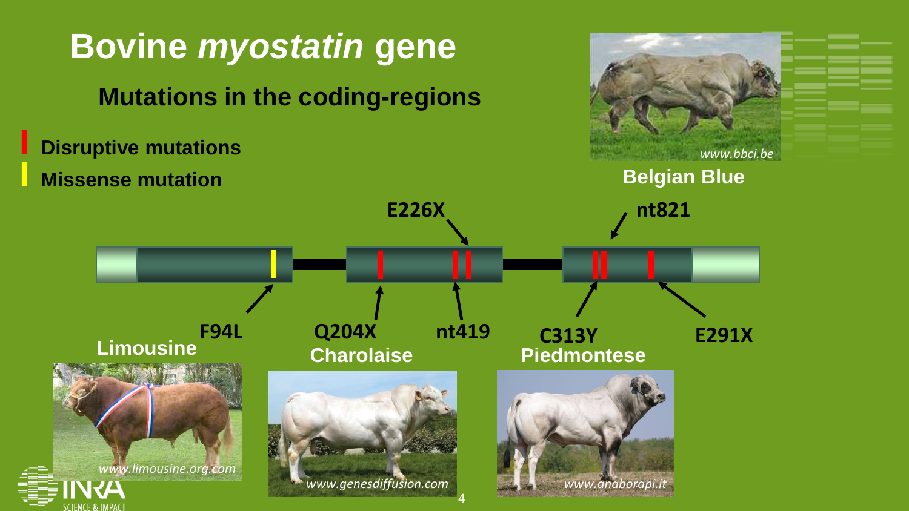# Bovine *myostatin* gene

## Mutations in the coding-regions

- Disruptive mutations
- Missense mutation

E226X

nt821

Belgian Blue

www.bbci.be

F94L

Limousine

www.limousine.org.com

Q204X

nt419

Charolaise

www.genesdiffusion.com

C313Y

E291X

Piedmontese

www.anaborapi.it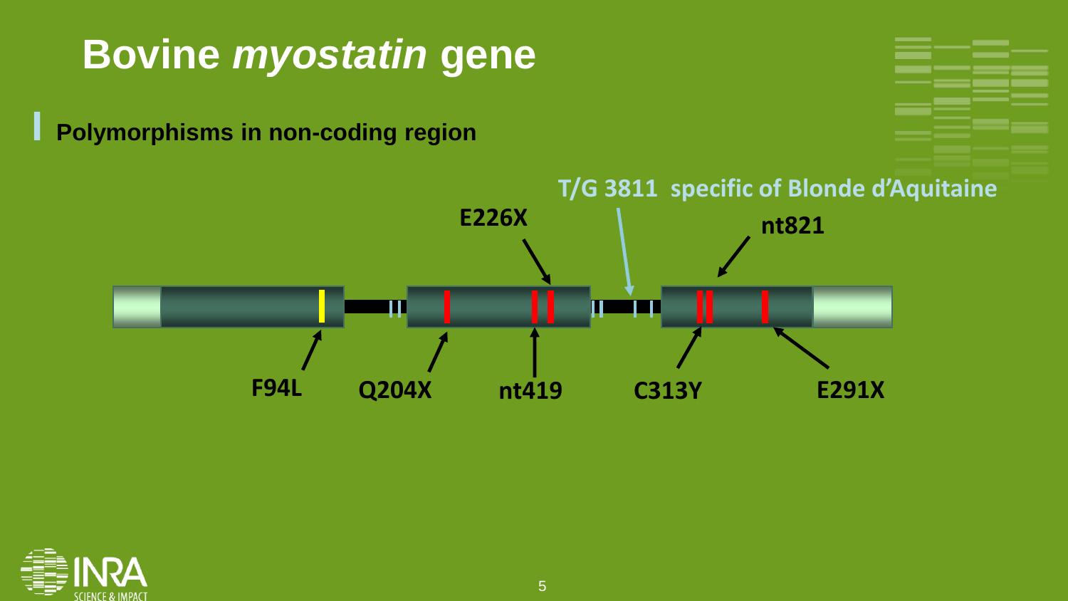# Bovine *myostatin* gene

- **Polymorphisms in non-coding region**

T/G 3811 specific of Blonde d'Aquitaine

E226X

nt821

F94L

Q204X

nt419

C313Y

E291X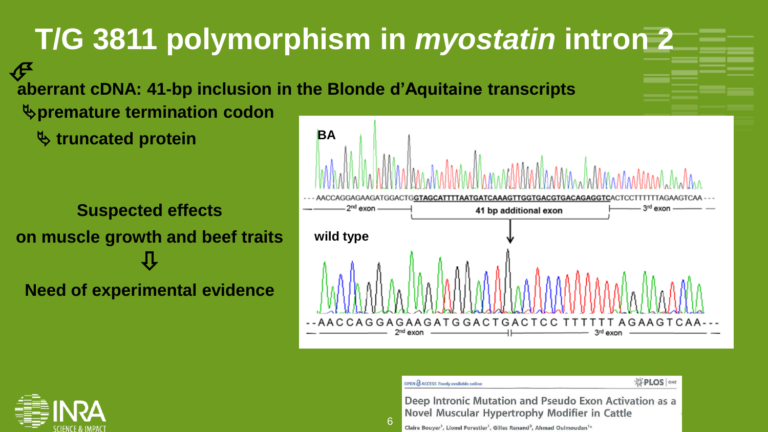# T/G 3811 polymorphism in *myostatin* intron 2

**aberrant cDNA: 41-bp inclusion in the Blonde d'Aquitaine transcripts**

- **premature termination codon**
  - **truncated protein**

**Suspected effects**

**on muscle growth and beef traits**

⇩

**Need of experimental evidence**

**BA**

--- AACCAGGAGAAGATGGACTG**GTAGCATTTTAATGATCAAAGTTGGTGACGTGACAGAGGTC**ACTCCTTTTTTAGAAGTCAA ---

2nd exon | 41 bp additional exon | 3rd exon

**wild type**

--AACCAGGAGAAGATGGACTGACTCC TTTTTT AGAAGTCAA---

2nd exon | 3rd exon

OPEN ACCESS Freely available online — PLOS ONE

Deep Intronic Mutation and Pseudo Exon Activation as a Novel Muscular Hypertrophy Modifier in Cattle

Claire Bouyer[1], Lionel Forestier[1], Gilles Renand[2], Ahmad Oulmouden[1]*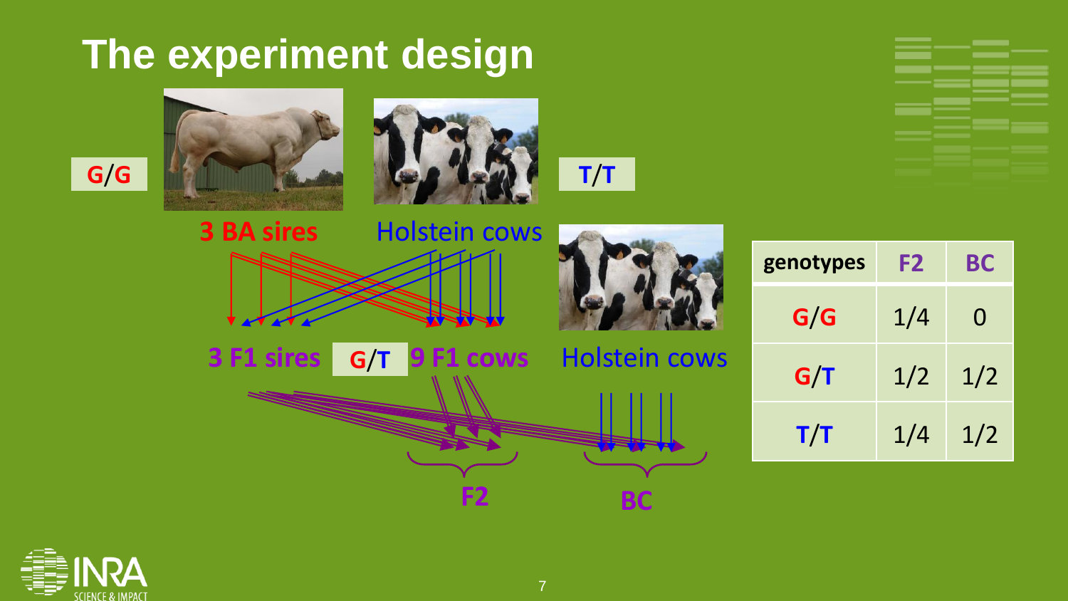# The experiment design

G/G

3 BA sires

Holstein cows

T/T

3 F1 sires

G/T

9 F1 cows

Holstein cows

F2

BC

| genotypes | F2 | BC |
|---|---|---|
| G/G | 1/4 | 0 |
| G/T | 1/2 | 1/2 |
| T/T | 1/4 | 1/2 |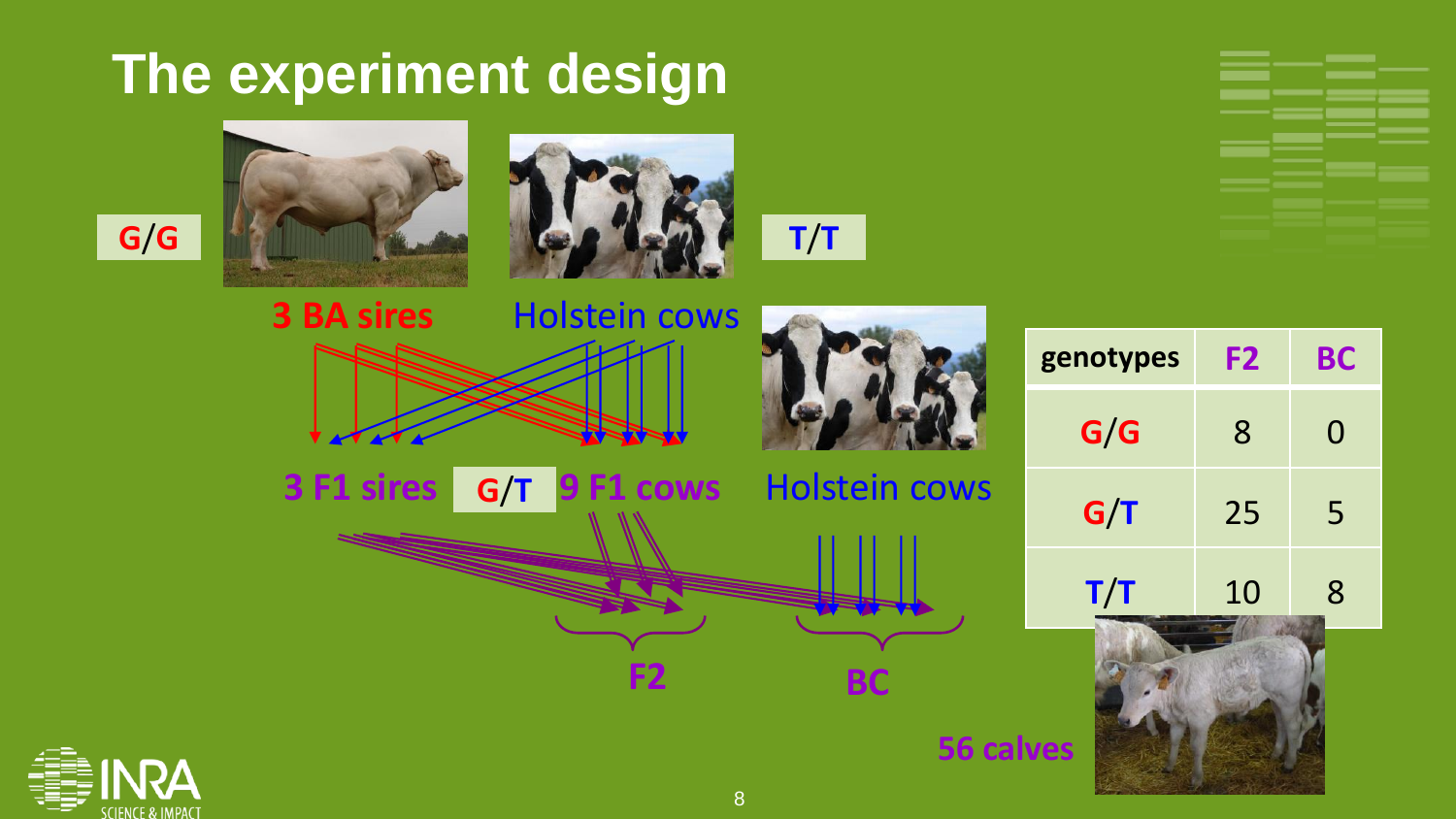# The experiment design

G/G

3 BA sires

Holstein cows

T/T

3 F1 sires

G/T

9 F1 cows

Holstein cows

F2

BC

| genotypes | F2 | BC |
|---|---|---|
| G/G | 8 | 0 |
| G/T | 25 | 5 |
| T/T | 10 | 8 |

56 calves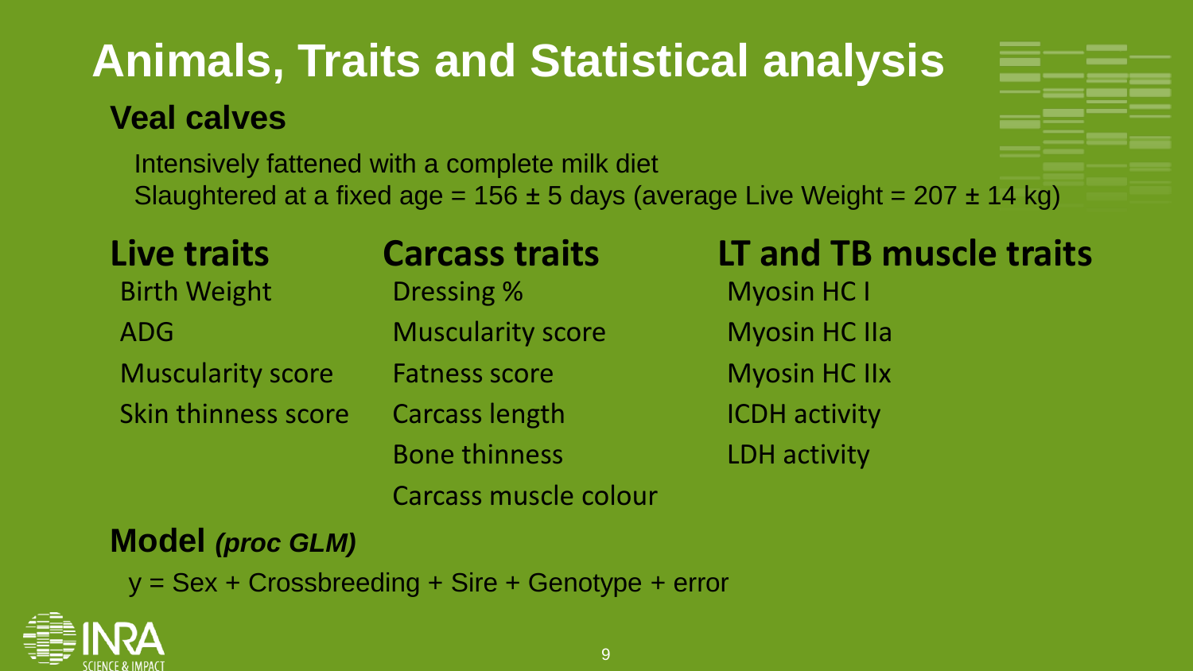# Animals, Traits and Statistical analysis

## Veal calves

Intensively fattened with a complete milk diet
Slaughtered at a fixed age = 156 ± 5 days (average Live Weight = 207 ± 14 kg)

### Live traits

- Birth Weight
- ADG
- Muscularity score
- Skin thinness score

### Carcass traits

- Dressing %
- Muscularity score
- Fatness score
- Carcass length
- Bone thinness
- Carcass muscle colour

### LT and TB muscle traits

- Myosin HC I
- Myosin HC IIa
- Myosin HC IIx
- ICDH activity
- LDH activity

## Model *(proc GLM)*

y = Sex + Crossbreeding + Sire + Genotype + error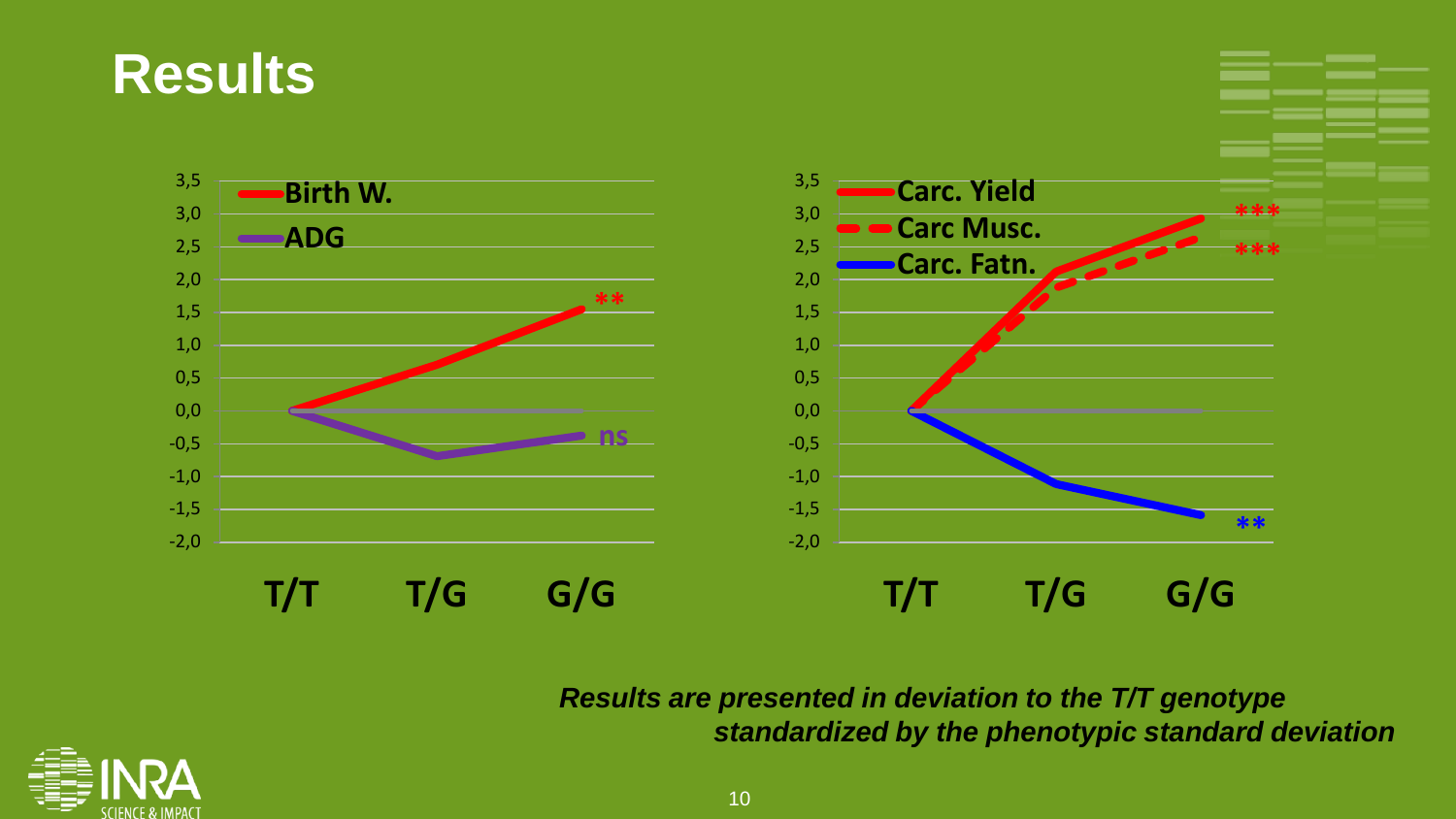# Results

3,5
3,0
2,5
2,0
1,5
1,0
0,5
0,0
-0,5
-1,0
-1,5
-2,0

**Birth W.**

**ADG**

**

ns

T/T T/G G/G

3,5
3,0
2,5
2,0
1,5
1,0
0,5
0,0
-0,5
-1,0
-1,5
-2,0

**Carc. Yield**

**Carc Musc.**

**Carc. Fatn.**

***

***

**

T/T T/G G/G

***Results are presented in deviation to the T/T genotype standardized by the phenotypic standard deviation***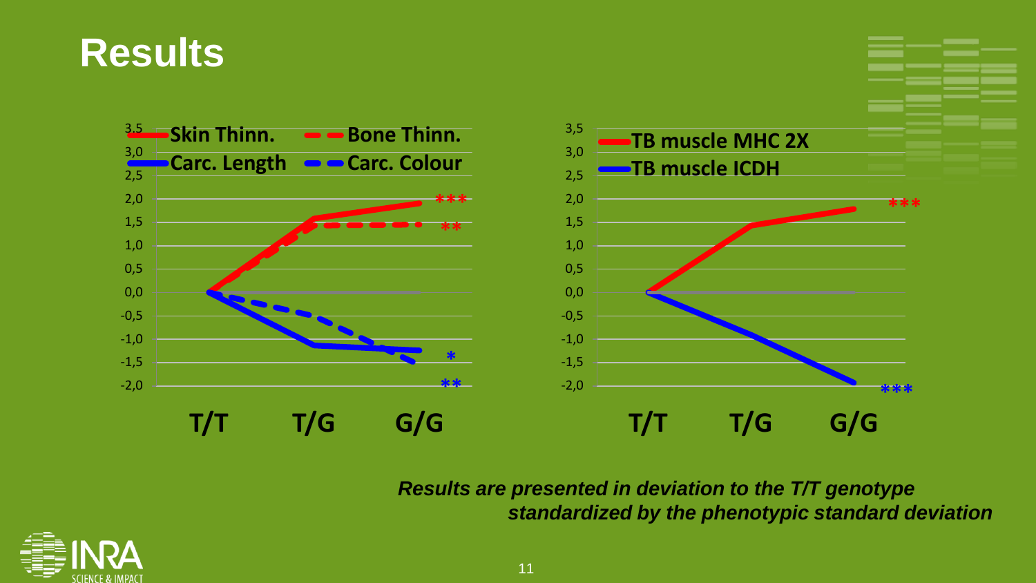# Results

Skin Thinn. | Bone Thinn. | Carc. Length | Carc. Colour

T/T T/G G/G

TB muscle MHC 2X | TB muscle ICDH

T/T T/G G/G

*Results are presented in deviation to the T/T genotype standardized by the phenotypic standard deviation*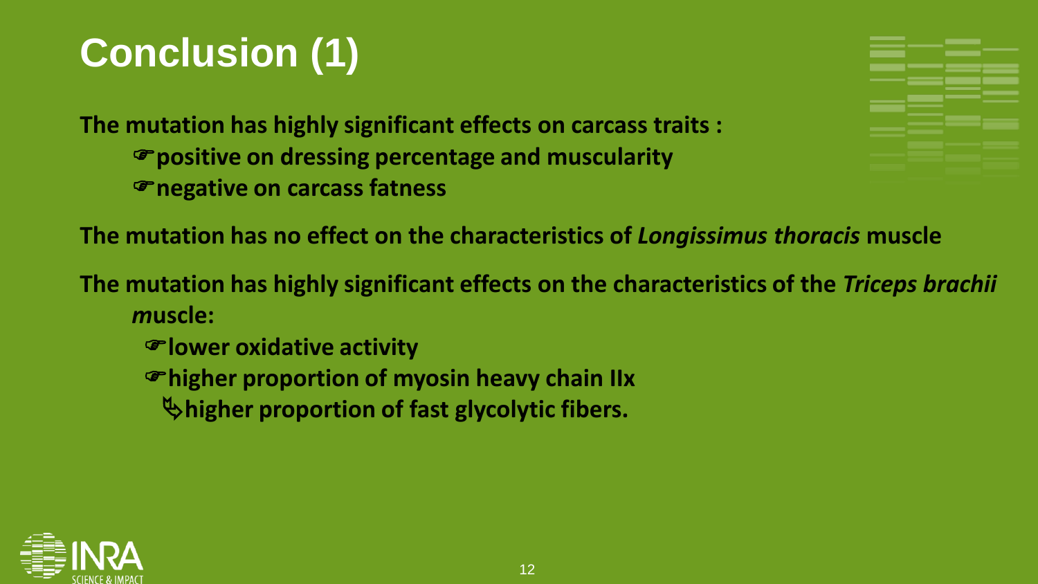# Conclusion (1)

**The mutation has highly significant effects on carcass traits :**

- ☞**positive on dressing percentage and muscularity**
- ☞**negative on carcass fatness**

**The mutation has no effect on the characteristics of *Longissimus thoracis* muscle**

**The mutation has highly significant effects on the characteristics of the *Triceps brachii m*uscle:**

- ☞**lower oxidative activity**
- ☞**higher proportion of myosin heavy chain IIx**
  - ↳**higher proportion of fast glycolytic fibers.**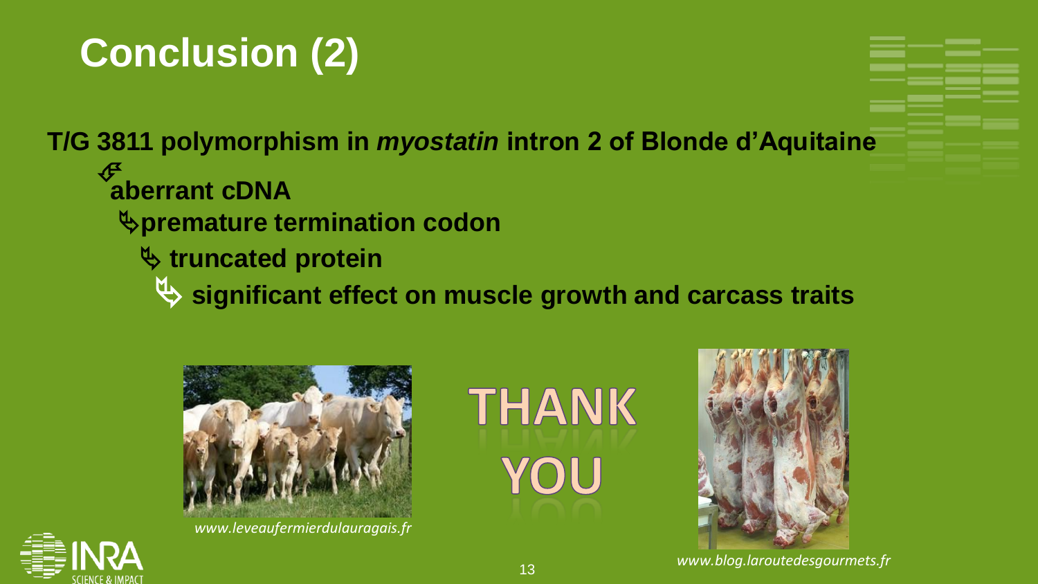# Conclusion (2)

**T/G 3811 polymorphism in *myostatin* intron 2 of Blonde d'Aquitaine**

- **aberrant cDNA**
  - **premature termination codon**
    - **truncated protein**
      - **significant effect on muscle growth and carcass traits**

*www.leveaufermierdulauragais.fr*

THANK YOU

*www.blog.laroutedesgourmets.fr*